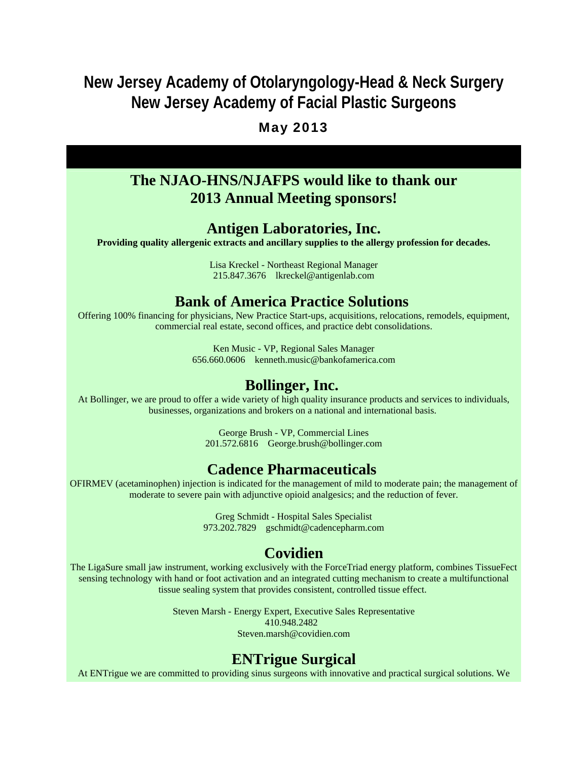# New Jersey Academy of Otolaryngology-Head & Neck Surgery
# New Jersey Academy of Facial Plastic Surgeons

**May 2013**

## The NJAO-HNS/NJAFPS would like to thank our 2013 Annual Meeting sponsors!

### Antigen Laboratories, Inc.

**Providing quality allergenic extracts and ancillary supplies to the allergy profession for decades.**

Lisa Kreckel - Northeast Regional Manager
215.847.3676    lkreckel@antigenlab.com

### Bank of America Practice Solutions

Offering 100% financing for physicians, New Practice Start-ups, acquisitions, relocations, remodels, equipment, commercial real estate, second offices, and practice debt consolidations.

Ken Music - VP, Regional Sales Manager
656.660.0606    kenneth.music@bankofamerica.com

### Bollinger, Inc.

At Bollinger, we are proud to offer a wide variety of high quality insurance products and services to individuals, businesses, organizations and brokers on a national and international basis.

George Brush - VP, Commercial Lines
201.572.6816    George.brush@bollinger.com

### Cadence Pharmaceuticals

OFIRMEV (acetaminophen) injection is indicated for the management of mild to moderate pain; the management of moderate to severe pain with adjunctive opioid analgesics; and the reduction of fever.

Greg Schmidt - Hospital Sales Specialist
973.202.7829    gschmidt@cadencepharm.com

### Covidien

The LigaSure small jaw instrument, working exclusively with the ForceTriad energy platform, combines TissueFect sensing technology with hand or foot activation and an integrated cutting mechanism to create a multifunctional tissue sealing system that provides consistent, controlled tissue effect.

Steven Marsh - Energy Expert, Executive Sales Representative
410.948.2482
Steven.marsh@covidien.com

### ENTrigue Surgical

At ENTrigue we are committed to providing sinus surgeons with innovative and practical surgical solutions. We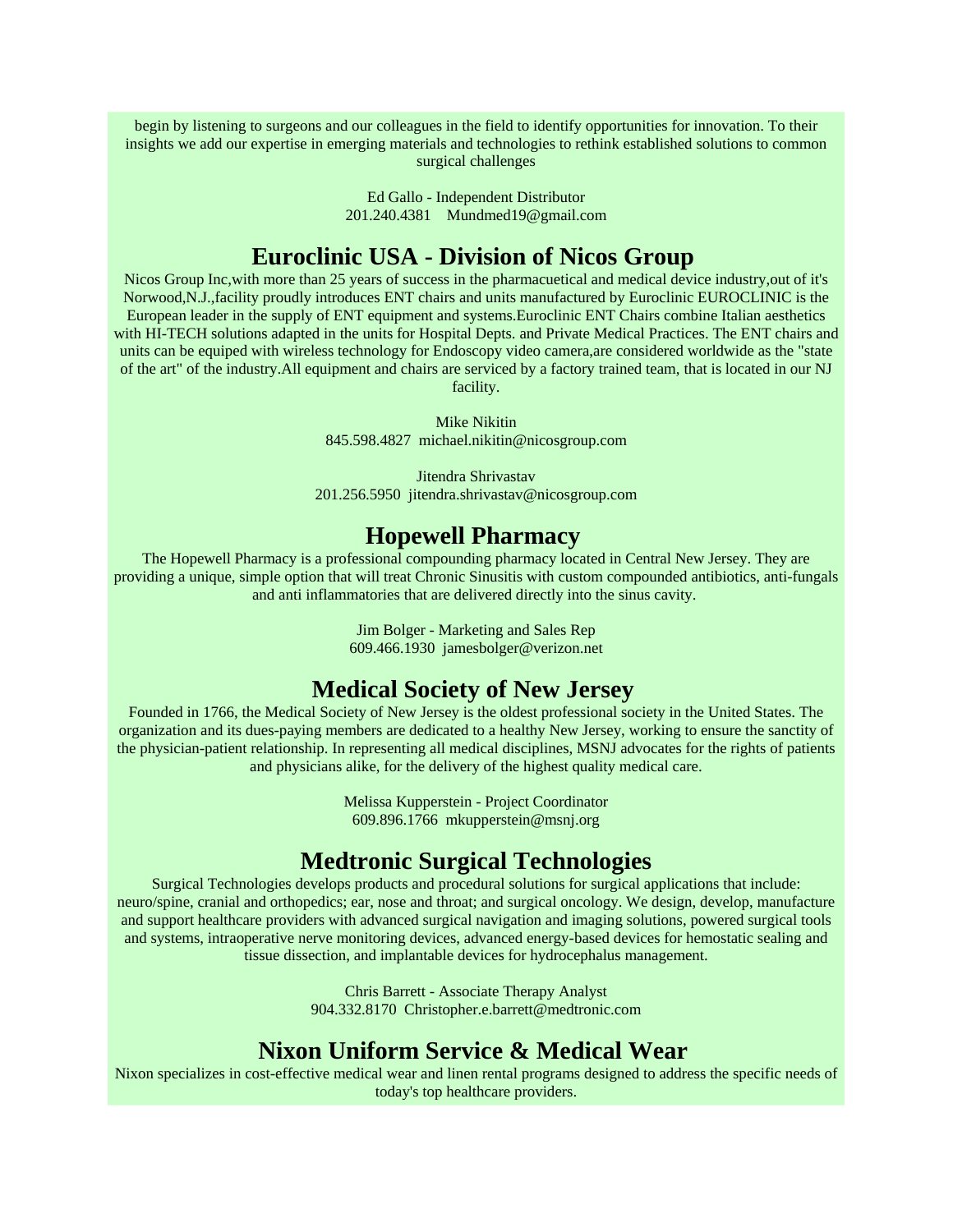begin by listening to surgeons and our colleagues in the field to identify opportunities for innovation. To their insights we add our expertise in emerging materials and technologies to rethink established solutions to common surgical challenges

Ed Gallo - Independent Distributor
201.240.4381 Mundmed19@gmail.com

## Euroclinic USA - Division of Nicos Group

Nicos Group Inc,with more than 25 years of success in the pharmacuetical and medical device industry,out of it's Norwood,N.J.,facility proudly introduces ENT chairs and units manufactured by Euroclinic EUROCLINIC is the European leader in the supply of ENT equipment and systems.Euroclinic ENT Chairs combine Italian aesthetics with HI-TECH solutions adapted in the units for Hospital Depts. and Private Medical Practices. The ENT chairs and units can be equiped with wireless technology for Endoscopy video camera,are considered worldwide as the "state of the art" of the industry.All equipment and chairs are serviced by a factory trained team, that is located in our NJ facility.

Mike Nikitin
845.598.4827 michael.nikitin@nicosgroup.com

Jitendra Shrivastav
201.256.5950 jitendra.shrivastav@nicosgroup.com

## Hopewell Pharmacy

The Hopewell Pharmacy is a professional compounding pharmacy located in Central New Jersey. They are providing a unique, simple option that will treat Chronic Sinusitis with custom compounded antibiotics, anti-fungals and anti inflammatories that are delivered directly into the sinus cavity.

Jim Bolger - Marketing and Sales Rep
609.466.1930 jamesbolger@verizon.net

## Medical Society of New Jersey

Founded in 1766, the Medical Society of New Jersey is the oldest professional society in the United States. The organization and its dues-paying members are dedicated to a healthy New Jersey, working to ensure the sanctity of the physician-patient relationship. In representing all medical disciplines, MSNJ advocates for the rights of patients and physicians alike, for the delivery of the highest quality medical care.

Melissa Kupperstein - Project Coordinator
609.896.1766 mkupperstein@msnj.org

## Medtronic Surgical Technologies

Surgical Technologies develops products and procedural solutions for surgical applications that include: neuro/spine, cranial and orthopedics; ear, nose and throat; and surgical oncology. We design, develop, manufacture and support healthcare providers with advanced surgical navigation and imaging solutions, powered surgical tools and systems, intraoperative nerve monitoring devices, advanced energy-based devices for hemostatic sealing and tissue dissection, and implantable devices for hydrocephalus management.

Chris Barrett - Associate Therapy Analyst
904.332.8170 Christopher.e.barrett@medtronic.com

## Nixon Uniform Service & Medical Wear

Nixon specializes in cost-effective medical wear and linen rental programs designed to address the specific needs of today's top healthcare providers.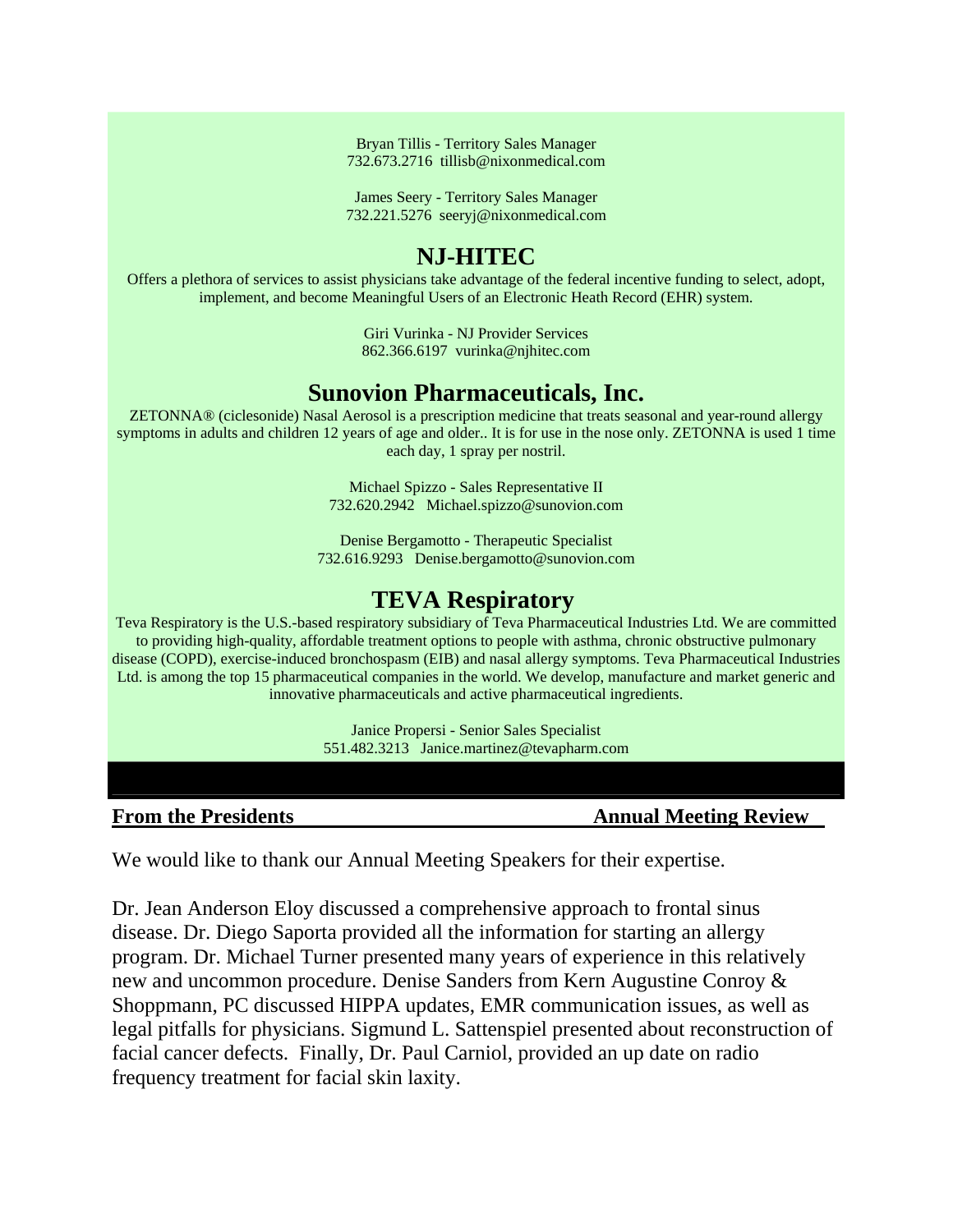Bryan Tillis - Territory Sales Manager
732.673.2716 tillisb@nixonmedical.com

James Seery - Territory Sales Manager
732.221.5276 seeryj@nixonmedical.com

## NJ-HITEC

Offers a plethora of services to assist physicians take advantage of the federal incentive funding to select, adopt, implement, and become Meaningful Users of an Electronic Heath Record (EHR) system.

Giri Vurinka - NJ Provider Services
862.366.6197 vurinka@njhitec.com

## Sunovion Pharmaceuticals, Inc.

ZETONNA® (ciclesonide) Nasal Aerosol is a prescription medicine that treats seasonal and year-round allergy symptoms in adults and children 12 years of age and older.. It is for use in the nose only. ZETONNA is used 1 time each day, 1 spray per nostril.

Michael Spizzo - Sales Representative II
732.620.2942 Michael.spizzo@sunovion.com

Denise Bergamotto - Therapeutic Specialist
732.616.9293 Denise.bergamotto@sunovion.com

## TEVA Respiratory

Teva Respiratory is the U.S.-based respiratory subsidiary of Teva Pharmaceutical Industries Ltd. We are committed to providing high-quality, affordable treatment options to people with asthma, chronic obstructive pulmonary disease (COPD), exercise-induced bronchospasm (EIB) and nasal allergy symptoms. Teva Pharmaceutical Industries Ltd. is among the top 15 pharmaceutical companies in the world. We develop, manufacture and market generic and innovative pharmaceuticals and active pharmaceutical ingredients.

Janice Propersi - Senior Sales Specialist
551.482.3213 Janice.martinez@tevapharm.com

---

**From the Presidents** **Annual Meeting Review**

We would like to thank our Annual Meeting Speakers for their expertise.

Dr. Jean Anderson Eloy discussed a comprehensive approach to frontal sinus disease. Dr. Diego Saporta provided all the information for starting an allergy program. Dr. Michael Turner presented many years of experience in this relatively new and uncommon procedure. Denise Sanders from Kern Augustine Conroy & Shoppmann, PC discussed HIPPA updates, EMR communication issues, as well as legal pitfalls for physicians. Sigmund L. Sattenspiel presented about reconstruction of facial cancer defects. Finally, Dr. Paul Carniol, provided an up date on radio frequency treatment for facial skin laxity.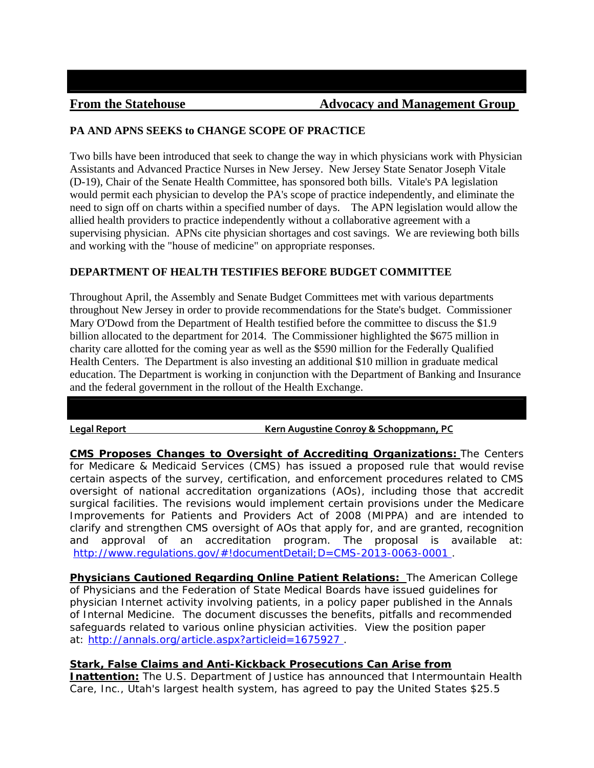## From the Statehouse — Advocacy and Management Group

### PA AND APNS SEEKS to CHANGE SCOPE OF PRACTICE

Two bills have been introduced that seek to change the way in which physicians work with Physician Assistants and Advanced Practice Nurses in New Jersey. New Jersey State Senator Joseph Vitale (D-19), Chair of the Senate Health Committee, has sponsored both bills. Vitale's PA legislation would permit each physician to develop the PA's scope of practice independently, and eliminate the need to sign off on charts within a specified number of days. The APN legislation would allow the allied health providers to practice independently without a collaborative agreement with a supervising physician. APNs cite physician shortages and cost savings. We are reviewing both bills and working with the "house of medicine" on appropriate responses.

### DEPARTMENT OF HEALTH TESTIFIES BEFORE BUDGET COMMITTEE

Throughout April, the Assembly and Senate Budget Committees met with various departments throughout New Jersey in order to provide recommendations for the State's budget. Commissioner Mary O'Dowd from the Department of Health testified before the committee to discuss the $1.9 billion allocated to the department for 2014. The Commissioner highlighted the $675 million in charity care allotted for the coming year as well as the $590 million for the Federally Qualified Health Centers. The Department is also investing an additional $10 million in graduate medical education. The Department is working in conjunction with the Department of Banking and Insurance and the federal government in the rollout of the Health Exchange.

## Legal Report — Kern Augustine Conroy & Schoppmann, PC

**CMS Proposes Changes to Oversight of Accrediting Organizations:** The Centers for Medicare & Medicaid Services (CMS) has issued a proposed rule that would revise certain aspects of the survey, certification, and enforcement procedures related to CMS oversight of national accreditation organizations (AOs), including those that accredit surgical facilities. The revisions would implement certain provisions under the Medicare Improvements for Patients and Providers Act of 2008 (MIPPA) and are intended to clarify and strengthen CMS oversight of AOs that apply for, and are granted, recognition and approval of an accreditation program. The proposal is available at: http://www.regulations.gov/#!documentDetail;D=CMS-2013-0063-0001 .

**Physicians Cautioned Regarding Online Patient Relations:** The American College of Physicians and the Federation of State Medical Boards have issued guidelines for physician Internet activity involving patients, in a policy paper published in the Annals of Internal Medicine. The document discusses the benefits, pitfalls and recommended safeguards related to various online physician activities. View the position paper at: http://annals.org/article.aspx?articleid=1675927 .

**Stark, False Claims and Anti-Kickback Prosecutions Can Arise from Inattention:** The U.S. Department of Justice has announced that Intermountain Health Care, Inc., Utah's largest health system, has agreed to pay the United States $25.5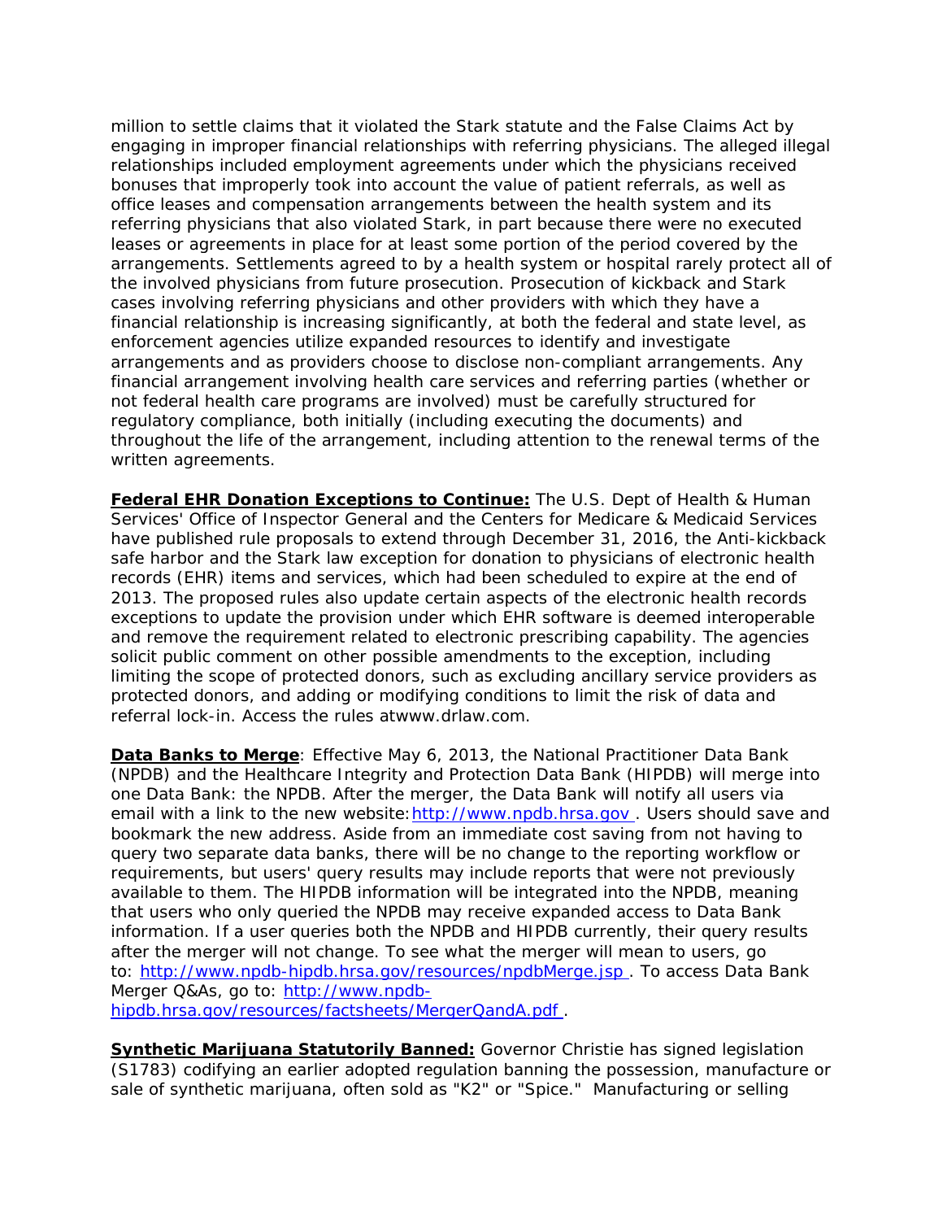million to settle claims that it violated the Stark statute and the False Claims Act by engaging in improper financial relationships with referring physicians. The alleged illegal relationships included employment agreements under which the physicians received bonuses that improperly took into account the value of patient referrals, as well as office leases and compensation arrangements between the health system and its referring physicians that also violated Stark, in part because there were no executed leases or agreements in place for at least some portion of the period covered by the arrangements. Settlements agreed to by a health system or hospital rarely protect all of the involved physicians from future prosecution. Prosecution of kickback and Stark cases involving referring physicians and other providers with which they have a financial relationship is increasing significantly, at both the federal and state level, as enforcement agencies utilize expanded resources to identify and investigate arrangements and as providers choose to disclose non-compliant arrangements. Any financial arrangement involving health care services and referring parties (whether or not federal health care programs are involved) must be carefully structured for regulatory compliance, both initially (including executing the documents) and throughout the life of the arrangement, including attention to the renewal terms of the written agreements.

**Federal EHR Donation Exceptions to Continue:** The U.S. Dept of Health & Human Services' Office of Inspector General and the Centers for Medicare & Medicaid Services have published rule proposals to extend through December 31, 2016, the Anti-kickback safe harbor and the Stark law exception for donation to physicians of electronic health records (EHR) items and services, which had been scheduled to expire at the end of 2013. The proposed rules also update certain aspects of the electronic health records exceptions to update the provision under which EHR software is deemed interoperable and remove the requirement related to electronic prescribing capability. The agencies solicit public comment on other possible amendments to the exception, including limiting the scope of protected donors, such as excluding ancillary service providers as protected donors, and adding or modifying conditions to limit the risk of data and referral lock-in. Access the rules atwww.drlaw.com.

**Data Banks to Merge**: Effective May 6, 2013, the National Practitioner Data Bank (NPDB) and the Healthcare Integrity and Protection Data Bank (HIPDB) will merge into one Data Bank: the NPDB. After the merger, the Data Bank will notify all users via email with a link to the new website: http://www.npdb.hrsa.gov . Users should save and bookmark the new address. Aside from an immediate cost saving from not having to query two separate data banks, there will be no change to the reporting workflow or requirements, but users' query results may include reports that were not previously available to them. The HIPDB information will be integrated into the NPDB, meaning that users who only queried the NPDB may receive expanded access to Data Bank information. If a user queries both the NPDB and HIPDB currently, their query results after the merger will not change. To see what the merger will mean to users, go to: http://www.npdb-hipdb.hrsa.gov/resources/npdbMerge.jsp . To access Data Bank Merger Q&As, go to: http://www.npdb-hipdb.hrsa.gov/resources/factsheets/MergerQandA.pdf .

**Synthetic Marijuana Statutorily Banned:** Governor Christie has signed legislation (S1783) codifying an earlier adopted regulation banning the possession, manufacture or sale of synthetic marijuana, often sold as "K2" or "Spice." Manufacturing or selling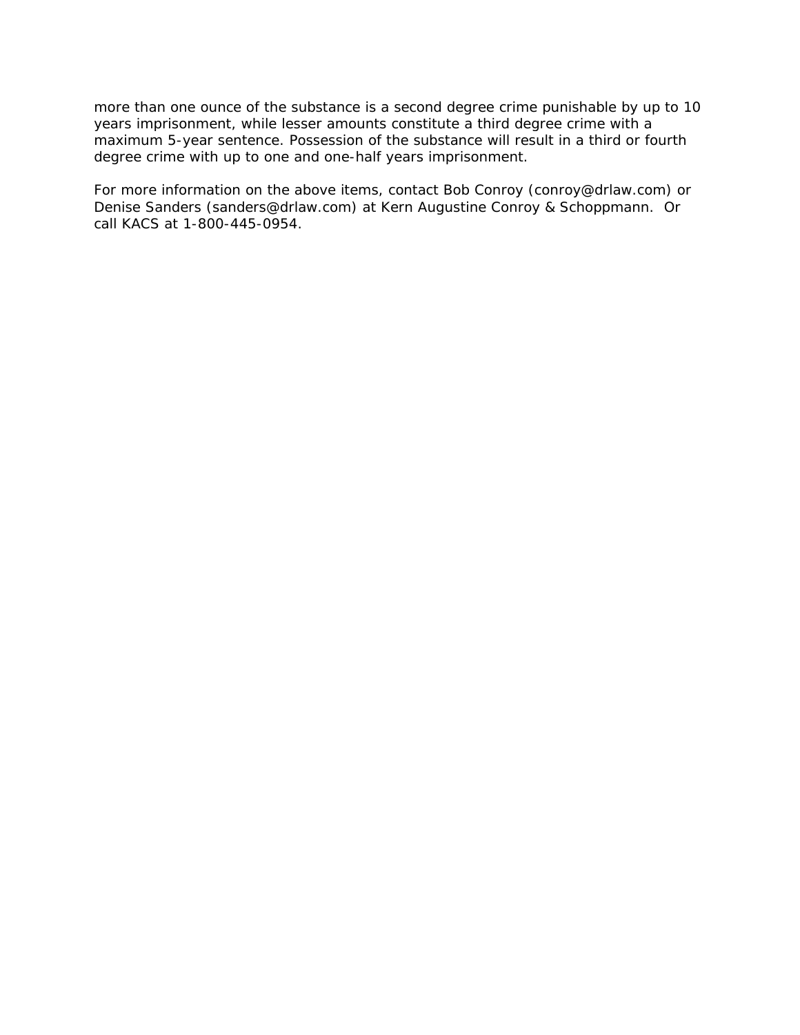more than one ounce of the substance is a second degree crime punishable by up to 10 years imprisonment, while lesser amounts constitute a third degree crime with a maximum 5-year sentence. Possession of the substance will result in a third or fourth degree crime with up to one and one-half years imprisonment.

For more information on the above items, contact Bob Conroy (conroy@drlaw.com) or Denise Sanders (sanders@drlaw.com) at Kern Augustine Conroy & Schoppmann. Or call KACS at 1-800-445-0954.